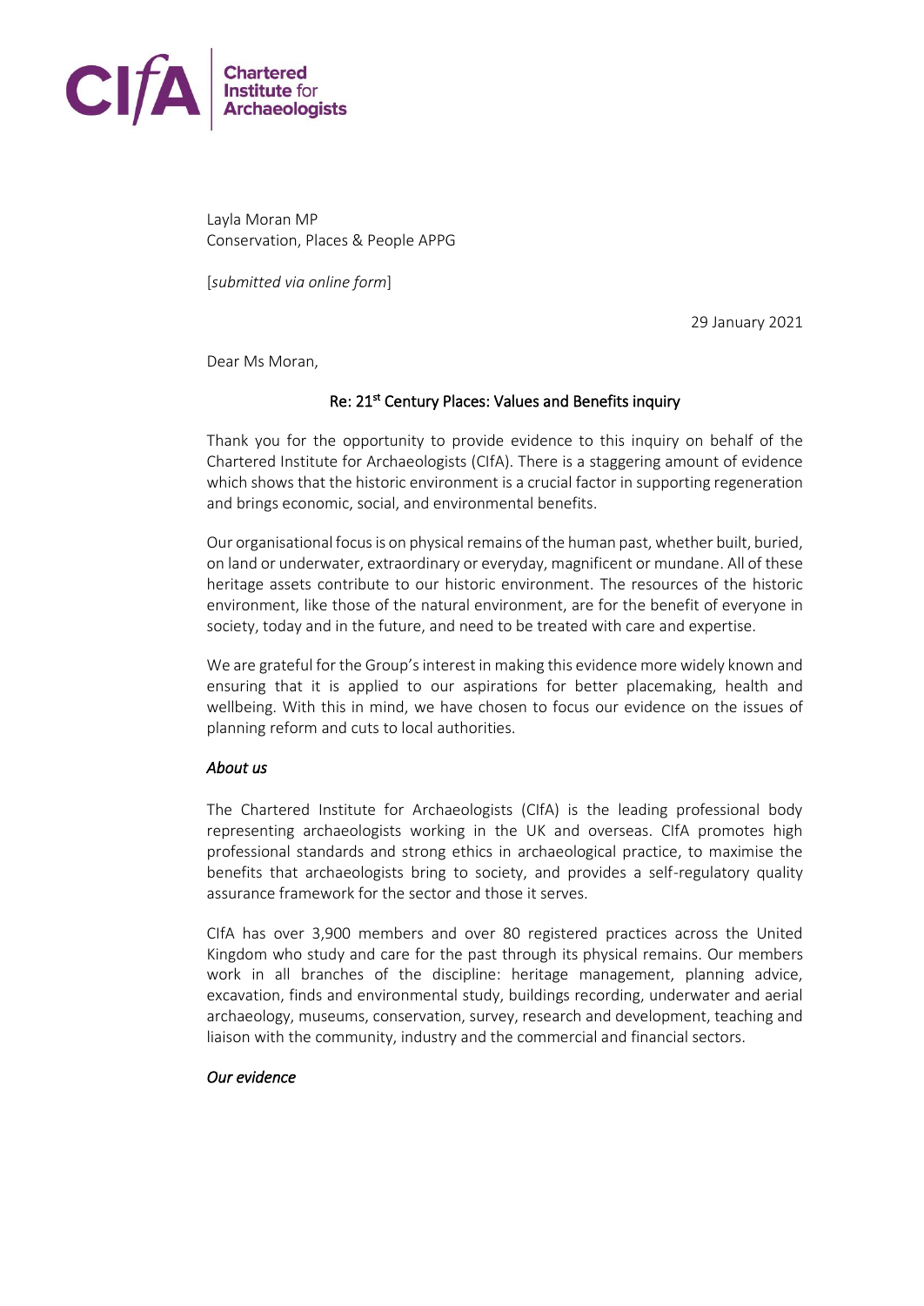CIfA | Chartered Institute for Archaeologists

Layla Moran MP
Conservation, Places & People APPG

[*submitted via online form*]

29 January 2021

Dear Ms Moran,

**Re: 21st Century Places: Values and Benefits inquiry**

Thank you for the opportunity to provide evidence to this inquiry on behalf of the Chartered Institute for Archaeologists (CIfA). There is a staggering amount of evidence which shows that the historic environment is a crucial factor in supporting regeneration and brings economic, social, and environmental benefits.

Our organisational focus is on physical remains of the human past, whether built, buried, on land or underwater, extraordinary or everyday, magnificent or mundane. All of these heritage assets contribute to our historic environment. The resources of the historic environment, like those of the natural environment, are for the benefit of everyone in society, today and in the future, and need to be treated with care and expertise.

We are grateful for the Group's interest in making this evidence more widely known and ensuring that it is applied to our aspirations for better placemaking, health and wellbeing. With this in mind, we have chosen to focus our evidence on the issues of planning reform and cuts to local authorities.

*About us*

The Chartered Institute for Archaeologists (CIfA) is the leading professional body representing archaeologists working in the UK and overseas. CIfA promotes high professional standards and strong ethics in archaeological practice, to maximise the benefits that archaeologists bring to society, and provides a self-regulatory quality assurance framework for the sector and those it serves.

CIfA has over 3,900 members and over 80 registered practices across the United Kingdom who study and care for the past through its physical remains. Our members work in all branches of the discipline: heritage management, planning advice, excavation, finds and environmental study, buildings recording, underwater and aerial archaeology, museums, conservation, survey, research and development, teaching and liaison with the community, industry and the commercial and financial sectors.

*Our evidence*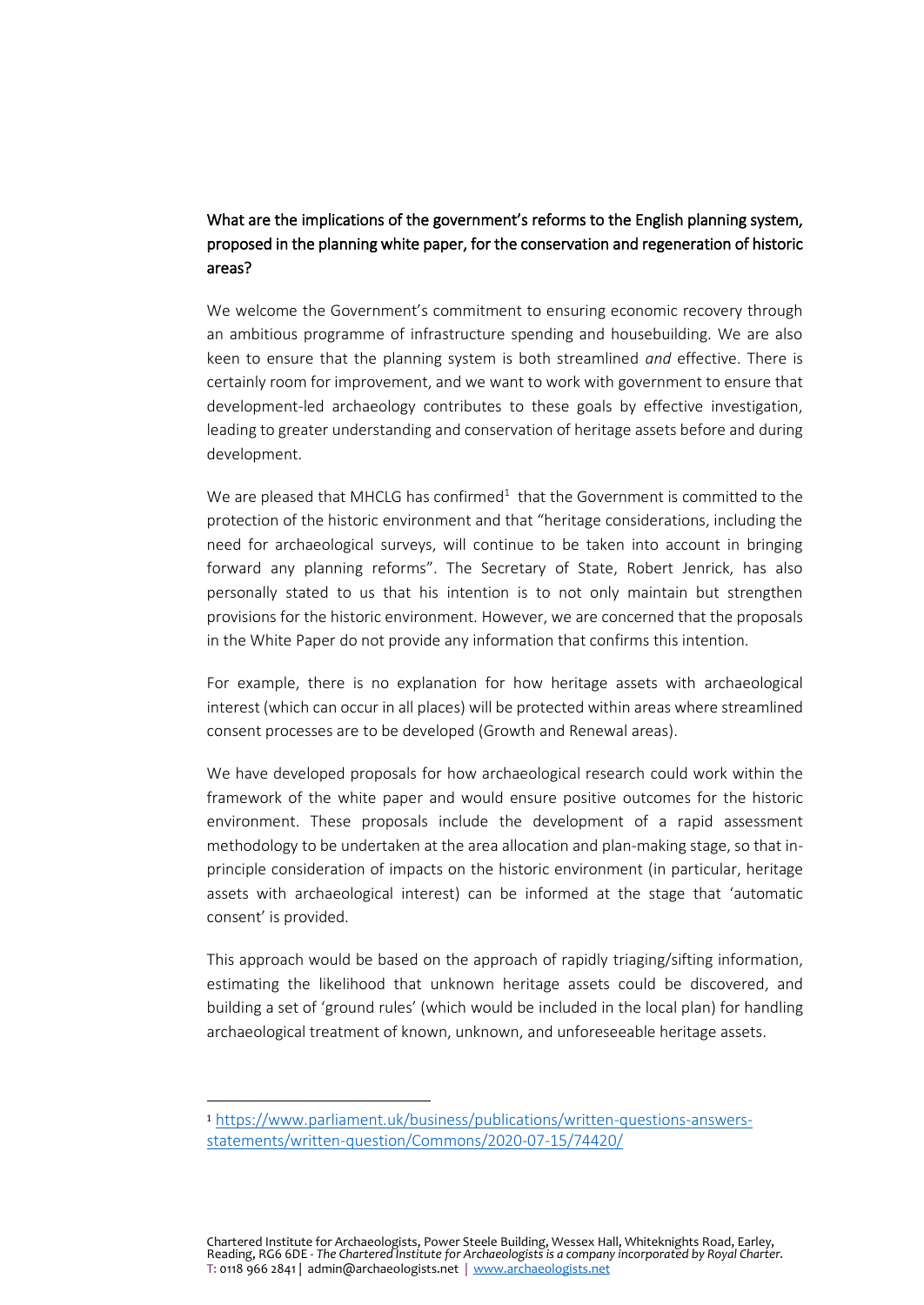## What are the implications of the government's reforms to the English planning system, proposed in the planning white paper, for the conservation and regeneration of historic areas?

We welcome the Government's commitment to ensuring economic recovery through an ambitious programme of infrastructure spending and housebuilding. We are also keen to ensure that the planning system is both streamlined *and* effective. There is certainly room for improvement, and we want to work with government to ensure that development-led archaeology contributes to these goals by effective investigation, leading to greater understanding and conservation of heritage assets before and during development.

We are pleased that MHCLG has confirmed[1] that the Government is committed to the protection of the historic environment and that "heritage considerations, including the need for archaeological surveys, will continue to be taken into account in bringing forward any planning reforms". The Secretary of State, Robert Jenrick, has also personally stated to us that his intention is to not only maintain but strengthen provisions for the historic environment. However, we are concerned that the proposals in the White Paper do not provide any information that confirms this intention.

For example, there is no explanation for how heritage assets with archaeological interest (which can occur in all places) will be protected within areas where streamlined consent processes are to be developed (Growth and Renewal areas).

We have developed proposals for how archaeological research could work within the framework of the white paper and would ensure positive outcomes for the historic environment. These proposals include the development of a rapid assessment methodology to be undertaken at the area allocation and plan-making stage, so that in-principle consideration of impacts on the historic environment (in particular, heritage assets with archaeological interest) can be informed at the stage that 'automatic consent' is provided.

This approach would be based on the approach of rapidly triaging/sifting information, estimating the likelihood that unknown heritage assets could be discovered, and building a set of 'ground rules' (which would be included in the local plan) for handling archaeological treatment of known, unknown, and unforeseeable heritage assets.

---

[1] https://www.parliament.uk/business/publications/written-questions-answers-statements/written-question/Commons/2020-07-15/74420/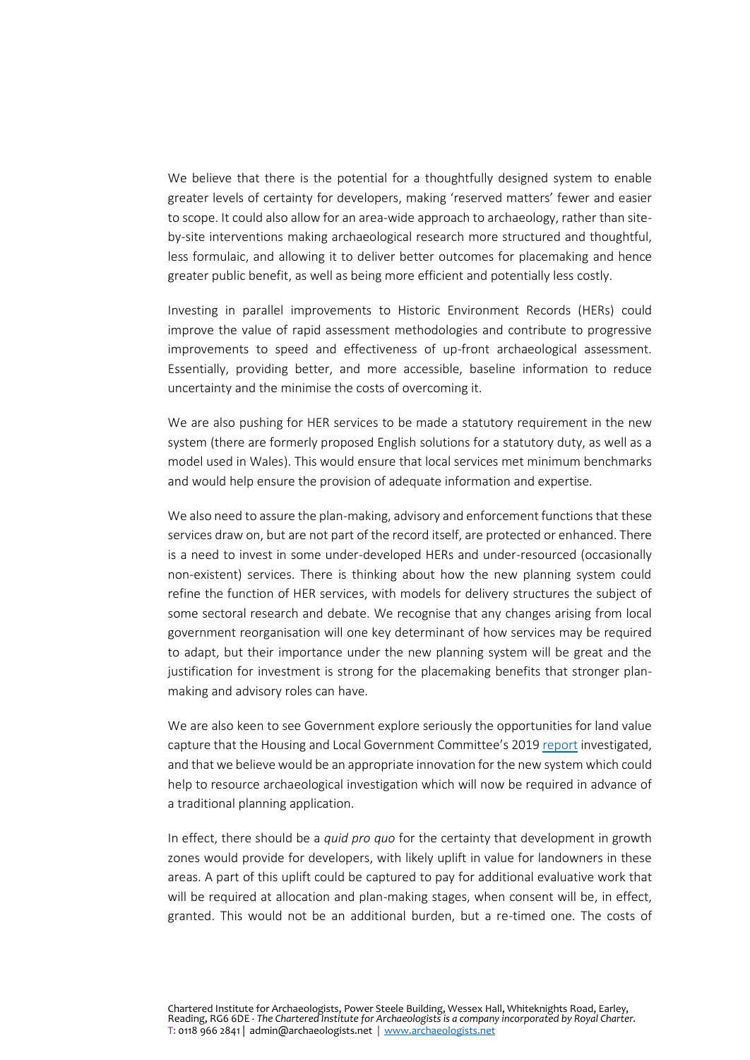We believe that there is the potential for a thoughtfully designed system to enable greater levels of certainty for developers, making 'reserved matters' fewer and easier to scope. It could also allow for an area-wide approach to archaeology, rather than site-by-site interventions making archaeological research more structured and thoughtful, less formulaic, and allowing it to deliver better outcomes for placemaking and hence greater public benefit, as well as being more efficient and potentially less costly.

Investing in parallel improvements to Historic Environment Records (HERs) could improve the value of rapid assessment methodologies and contribute to progressive improvements to speed and effectiveness of up-front archaeological assessment. Essentially, providing better, and more accessible, baseline information to reduce uncertainty and the minimise the costs of overcoming it.

We are also pushing for HER services to be made a statutory requirement in the new system (there are formerly proposed English solutions for a statutory duty, as well as a model used in Wales). This would ensure that local services met minimum benchmarks and would help ensure the provision of adequate information and expertise.

We also need to assure the plan-making, advisory and enforcement functions that these services draw on, but are not part of the record itself, are protected or enhanced. There is a need to invest in some under-developed HERs and under-resourced (occasionally non-existent) services. There is thinking about how the new planning system could refine the function of HER services, with models for delivery structures the subject of some sectoral research and debate. We recognise that any changes arising from local government reorganisation will one key determinant of how services may be required to adapt, but their importance under the new planning system will be great and the justification for investment is strong for the placemaking benefits that stronger plan-making and advisory roles can have.

We are also keen to see Government explore seriously the opportunities for land value capture that the Housing and Local Government Committee's 2019 [report](report) investigated, and that we believe would be an appropriate innovation for the new system which could help to resource archaeological investigation which will now be required in advance of a traditional planning application.

In effect, there should be a *quid pro quo* for the certainty that development in growth zones would provide for developers, with likely uplift in value for landowners in these areas. A part of this uplift could be captured to pay for additional evaluative work that will be required at allocation and plan-making stages, when consent will be, in effect, granted. This would not be an additional burden, but a re-timed one. The costs of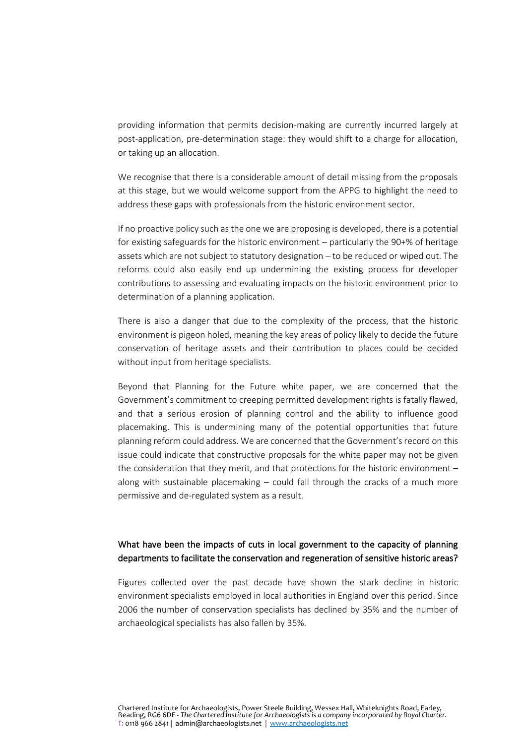providing information that permits decision-making are currently incurred largely at post-application, pre-determination stage: they would shift to a charge for allocation, or taking up an allocation.

We recognise that there is a considerable amount of detail missing from the proposals at this stage, but we would welcome support from the APPG to highlight the need to address these gaps with professionals from the historic environment sector.

If no proactive policy such as the one we are proposing is developed, there is a potential for existing safeguards for the historic environment – particularly the 90+% of heritage assets which are not subject to statutory designation – to be reduced or wiped out. The reforms could also easily end up undermining the existing process for developer contributions to assessing and evaluating impacts on the historic environment prior to determination of a planning application.

There is also a danger that due to the complexity of the process, that the historic environment is pigeon holed, meaning the key areas of policy likely to decide the future conservation of heritage assets and their contribution to places could be decided without input from heritage specialists.

Beyond that Planning for the Future white paper, we are concerned that the Government's commitment to creeping permitted development rights is fatally flawed, and that a serious erosion of planning control and the ability to influence good placemaking. This is undermining many of the potential opportunities that future planning reform could address. We are concerned that the Government's record on this issue could indicate that constructive proposals for the white paper may not be given the consideration that they merit, and that protections for the historic environment – along with sustainable placemaking – could fall through the cracks of a much more permissive and de-regulated system as a result.

## What have been the impacts of cuts in local government to the capacity of planning departments to facilitate the conservation and regeneration of sensitive historic areas?

Figures collected over the past decade have shown the stark decline in historic environment specialists employed in local authorities in England over this period. Since 2006 the number of conservation specialists has declined by 35% and the number of archaeological specialists has also fallen by 35%.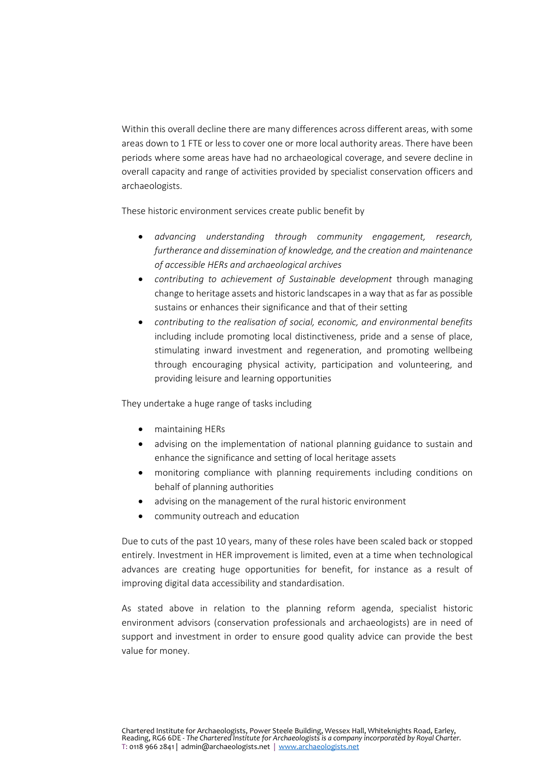Within this overall decline there are many differences across different areas, with some areas down to 1 FTE or less to cover one or more local authority areas. There have been periods where some areas have had no archaeological coverage, and severe decline in overall capacity and range of activities provided by specialist conservation officers and archaeologists.

These historic environment services create public benefit by

- *advancing understanding through community engagement, research, furtherance and dissemination of knowledge, and the creation and maintenance of accessible HERs and archaeological archives*
- *contributing to achievement of Sustainable development* through managing change to heritage assets and historic landscapes in a way that as far as possible sustains or enhances their significance and that of their setting
- *contributing to the realisation of social, economic, and environmental benefits* including include promoting local distinctiveness, pride and a sense of place, stimulating inward investment and regeneration, and promoting wellbeing through encouraging physical activity, participation and volunteering, and providing leisure and learning opportunities

They undertake a huge range of tasks including

- maintaining HERs
- advising on the implementation of national planning guidance to sustain and enhance the significance and setting of local heritage assets
- monitoring compliance with planning requirements including conditions on behalf of planning authorities
- advising on the management of the rural historic environment
- community outreach and education

Due to cuts of the past 10 years, many of these roles have been scaled back or stopped entirely. Investment in HER improvement is limited, even at a time when technological advances are creating huge opportunities for benefit, for instance as a result of improving digital data accessibility and standardisation.

As stated above in relation to the planning reform agenda, specialist historic environment advisors (conservation professionals and archaeologists) are in need of support and investment in order to ensure good quality advice can provide the best value for money.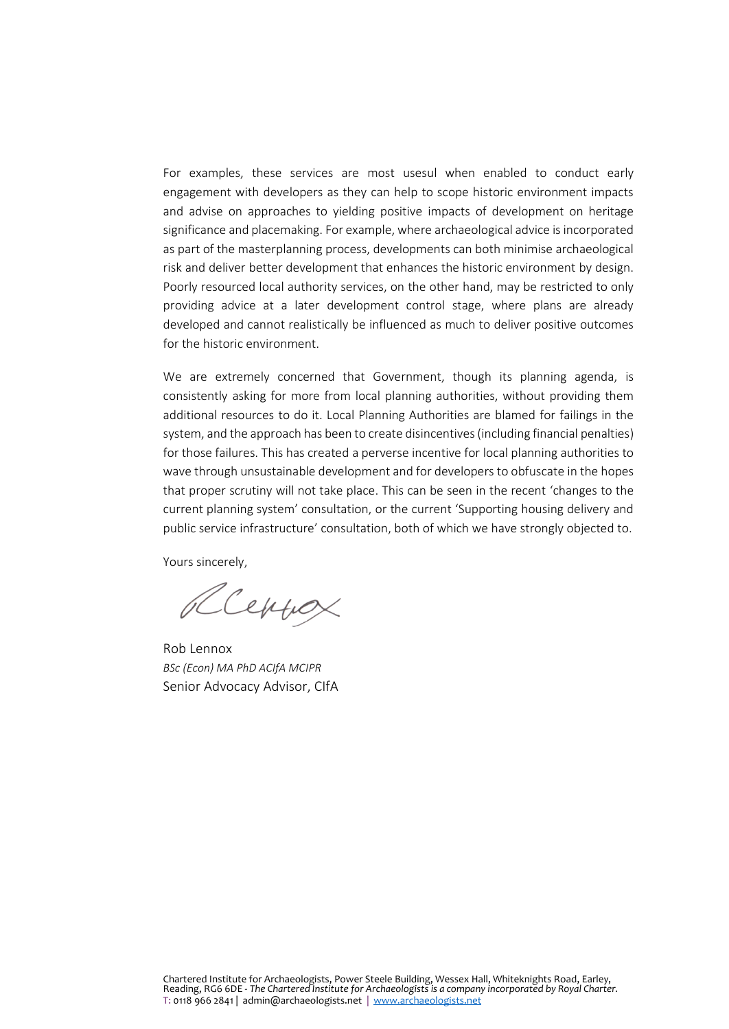For examples, these services are most usesul when enabled to conduct early engagement with developers as they can help to scope historic environment impacts and advise on approaches to yielding positive impacts of development on heritage significance and placemaking. For example, where archaeological advice is incorporated as part of the masterplanning process, developments can both minimise archaeological risk and deliver better development that enhances the historic environment by design. Poorly resourced local authority services, on the other hand, may be restricted to only providing advice at a later development control stage, where plans are already developed and cannot realistically be influenced as much to deliver positive outcomes for the historic environment.

We are extremely concerned that Government, though its planning agenda, is consistently asking for more from local planning authorities, without providing them additional resources to do it. Local Planning Authorities are blamed for failings in the system, and the approach has been to create disincentives (including financial penalties) for those failures. This has created a perverse incentive for local planning authorities to wave through unsustainable development and for developers to obfuscate in the hopes that proper scrutiny will not take place. This can be seen in the recent 'changes to the current planning system' consultation, or the current 'Supporting housing delivery and public service infrastructure' consultation, both of which we have strongly objected to.

Yours sincerely,

Rob Lennox
*BSc (Econ) MA PhD ACIfA MCIPR*
Senior Advocacy Advisor, CIfA

Chartered Institute for Archaeologists, Power Steele Building, Wessex Hall, Whiteknights Road, Earley, Reading, RG6 6DE - *The Chartered Institute for Archaeologists is a company incorporated by Royal Charter.*
T: 0118 966 2841 | admin@archaeologists.net | www.archaeologists.net